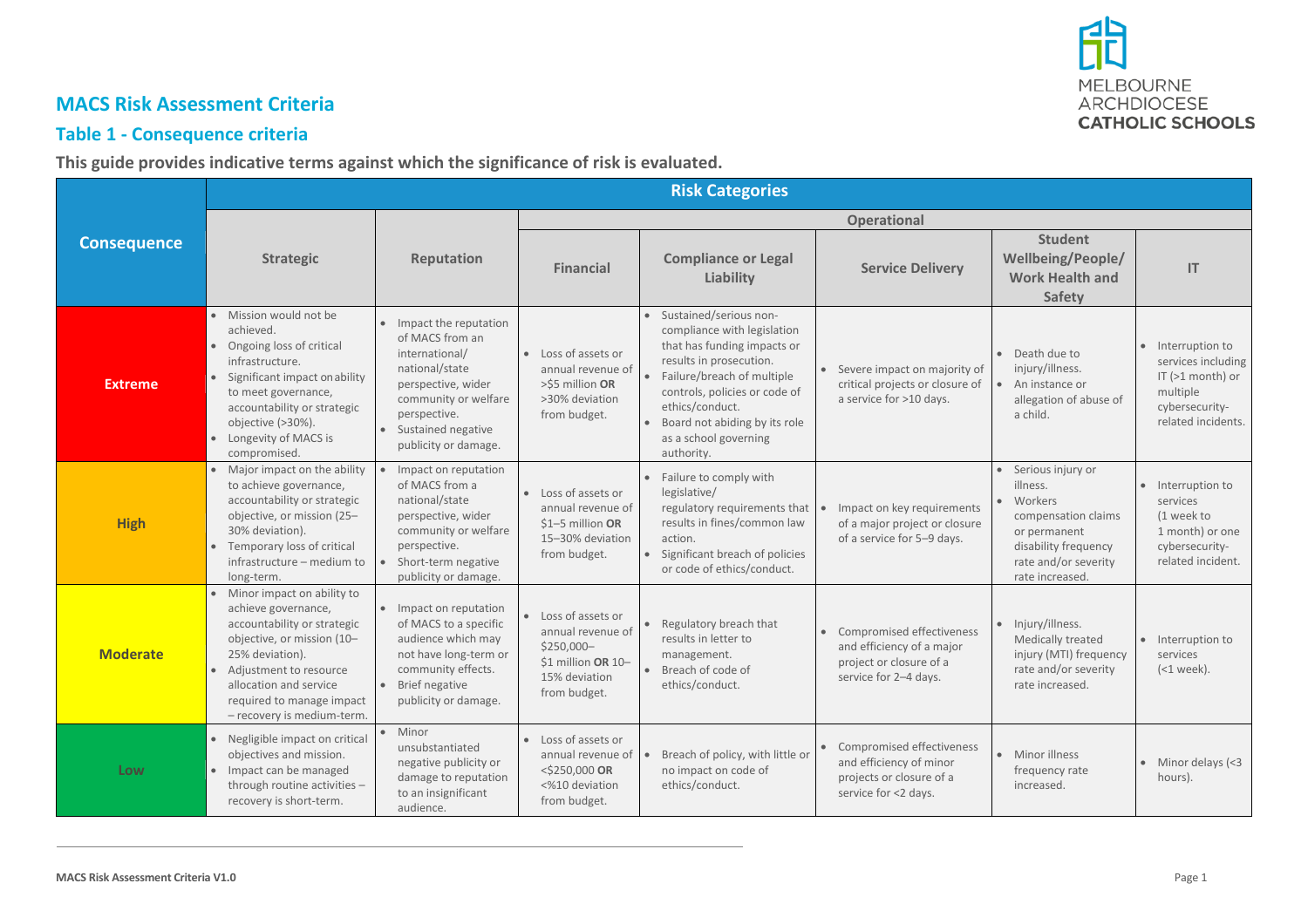## MACS Risk Assessment Criteria

### Table 1 - Consequence criteria

**This guide provides indicative terms against which the significance of risk is evaluated.**

| Consequence | Risk Categories | | | | | | |
|---|---|---|---|---|---|---|---|
| | | | Operational | | | | |
| | Strategic | Reputation | Financial | Compliance or Legal Liability | Service Delivery | Student Wellbeing/People/ Work Health and Safety | IT |
| **Extreme** | • Mission would not be achieved. • Ongoing loss of critical infrastructure. • Significant impact on ability to meet governance, accountability or strategic objective (>30%). • Longevity of MACS is compromised. | • Impact the reputation of MACS from an international/ national/state perspective, wider community or welfare perspective. • Sustained negative publicity or damage. | • Loss of assets or annual revenue of >$5 million **OR** >30% deviation from budget. | • Sustained/serious non-compliance with legislation that has funding impacts or results in prosecution. • Failure/breach of multiple controls, policies or code of ethics/conduct. • Board not abiding by its role as a school governing authority. | • Severe impact on majority of critical projects or closure of a service for >10 days. | • Death due to injury/illness. • An instance or allegation of abuse of a child. | • Interruption to services including IT (>1 month) or multiple cybersecurity-related incidents. |
| **High** | • Major impact on the ability to achieve governance, accountability or strategic objective, or mission (25–30% deviation). • Temporary loss of critical infrastructure – medium to long-term. | • Impact on reputation of MACS from a national/state perspective, wider community or welfare perspective. • Short-term negative publicity or damage. | • Loss of assets or annual revenue of $1–5 million **OR** 15–30% deviation from budget. | • Failure to comply with legislative/ regulatory requirements that results in fines/common law action. • Significant breach of policies or code of ethics/conduct. | • Impact on key requirements of a major project or closure of a service for 5–9 days. | • Serious injury or illness. • Workers compensation claims or permanent disability frequency rate and/or severity rate increased. | • Interruption to services (1 week to 1 month) or one cybersecurity-related incident. |
| **Moderate** | • Minor impact on ability to achieve governance, accountability or strategic objective, or mission (10–25% deviation). • Adjustment to resource allocation and service required to manage impact – recovery is medium-term. | • Impact on reputation of MACS to a specific audience which may not have long-term or community effects. • Brief negative publicity or damage. | • Loss of assets or annual revenue of $250,000–$1 million **OR** 10–15% deviation from budget. | • Regulatory breach that results in letter to management. • Breach of code of ethics/conduct. | • Compromised effectiveness and efficiency of a major project or closure of a service for 2–4 days. | • Injury/illness. Medically treated injury (MTI) frequency rate and/or severity rate increased. | • Interruption to services (<1 week). |
| **Low** | • Negligible impact on critical objectives and mission. • Impact can be managed through routine activities – recovery is short-term. | • Minor unsubstantiated negative publicity or damage to reputation to an insignificant audience. | • Loss of assets or annual revenue of <$250,000 **OR** <%10 deviation from budget. | • Breach of policy, with little or no impact on code of ethics/conduct. | • Compromised effectiveness and efficiency of minor projects or closure of a service for <2 days. | • Minor illness frequency rate increased. | • Minor delays (<3 hours). |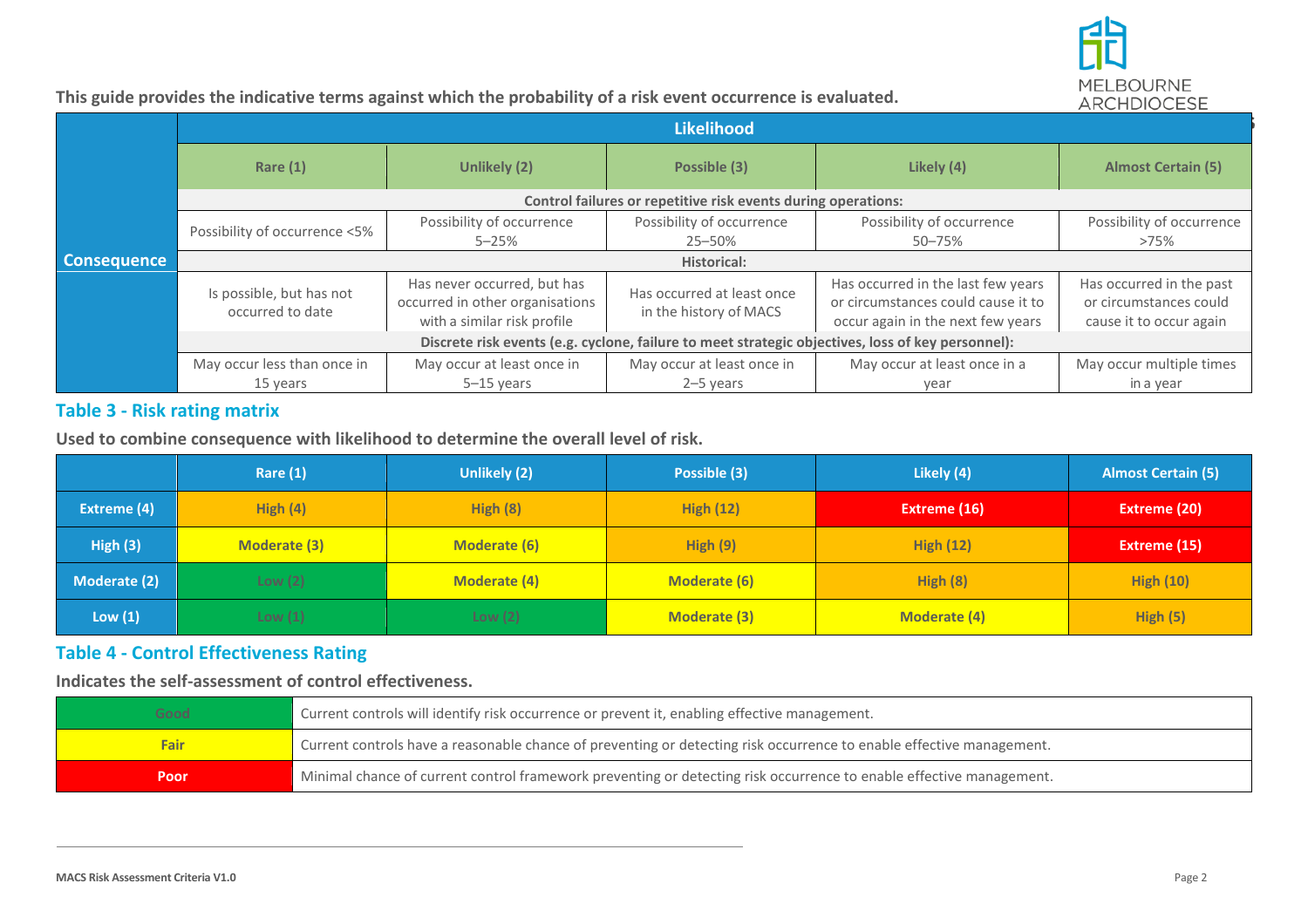This guide provides the indicative terms against which the probability of a risk event occurrence is evaluated.

| Consequence | Likelihood | | | | |
|---|---|---|---|---|---|
| | Rare (1) | Unlikely (2) | Possible (3) | Likely (4) | Almost Certain (5) |
| | Control failures or repetitive risk events during operations: | | | | |
| | Possibility of occurrence <5% | Possibility of occurrence 5–25% | Possibility of occurrence 25–50% | Possibility of occurrence 50–75% | Possibility of occurrence >75% |
| | Historical: | | | | |
| | Is possible, but has not occurred to date | Has never occurred, but has occurred in other organisations with a similar risk profile | Has occurred at least once in the history of MACS | Has occurred in the last few years or circumstances could cause it to occur again in the next few years | Has occurred in the past or circumstances could cause it to occur again |
| | Discrete risk events (e.g. cyclone, failure to meet strategic objectives, loss of key personnel): | | | | |
| | May occur less than once in 15 years | May occur at least once in 5–15 years | May occur at least once in 2–5 years | May occur at least once in a year | May occur multiple times in a year |

## Table 3 - Risk rating matrix

**Used to combine consequence with likelihood to determine the overall level of risk.**

| | Rare (1) | Unlikely (2) | Possible (3) | Likely (4) | Almost Certain (5) |
|---|---|---|---|---|---|
| Extreme (4) | High (4) | High (8) | High (12) | Extreme (16) | Extreme (20) |
| High (3) | Moderate (3) | Moderate (6) | High (9) | High (12) | Extreme (15) |
| Moderate (2) | Low (2) | Moderate (4) | Moderate (6) | High (8) | High (10) |
| Low (1) | Low (1) | Low (2) | Moderate (3) | Moderate (4) | High (5) |

## Table 4 - Control Effectiveness Rating

**Indicates the self-assessment of control effectiveness.**

| | |
|---|---|
| Good | Current controls will identify risk occurrence or prevent it, enabling effective management. |
| Fair | Current controls have a reasonable chance of preventing or detecting risk occurrence to enable effective management. |
| Poor | Minimal chance of current control framework preventing or detecting risk occurrence to enable effective management. |